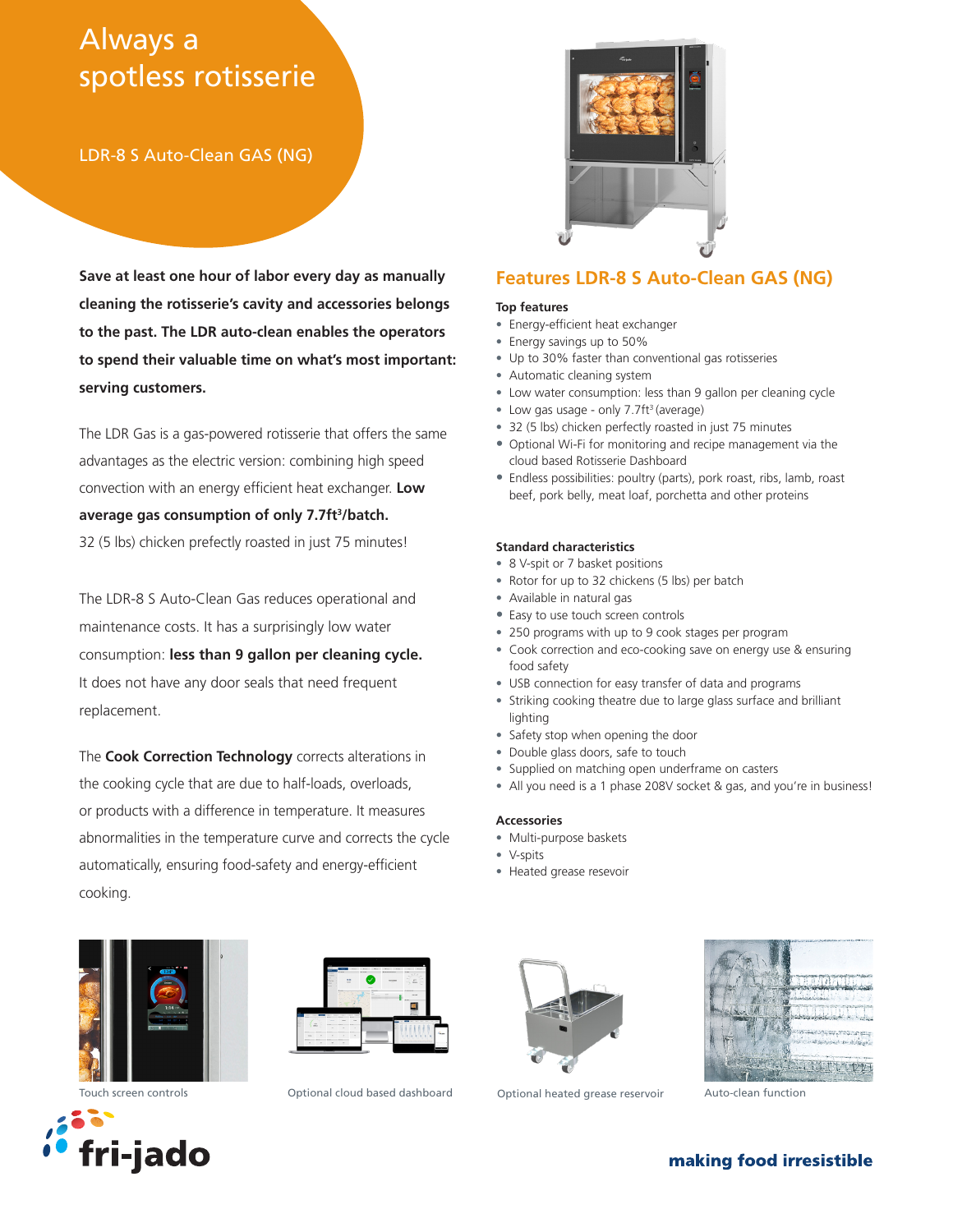# Always a spotless rotisserie

LDR-8 S Auto-Clean GAS (NG)

**Save at least one hour of labor every day as manually cleaning the rotisserie's cavity and accessories belongs to the past. The LDR auto-clean enables the operators to spend their valuable time on what's most important: serving customers.**

The LDR Gas is a gas-powered rotisserie that offers the same advantages as the electric version: combining high speed convection with an energy efficient heat exchanger. **Low average gas consumption of only 7.7ft³/batch.** 32 (5 lbs) chicken prefectly roasted in just 75 minutes!

The LDR-8 S Auto-Clean Gas reduces operational and maintenance costs. It has a surprisingly low water consumption: **less than 9 gallon per cleaning cycle.** It does not have any door seals that need frequent replacement.

The **Cook Correction Technology** corrects alterations in the cooling cycle that are due to half-loads, overloads, or products with a difference in temperature. It measures abnormalities in the temperature curve and corrects the cycle automatically, ensuring food-safety and energy-efficient cooking.

## Features LDR-8 S Auto-Clean GAS (NG)

**Top features**

- Energy-efficient heat exchanger
- Energy savings up to 50%
- Up to 30% faster than conventional gas rotisseries
- Automatic cleaning system
- Low water consumption: less than 9 gallon per cleaning cycle
- Low gas usage - only 7.7ft³ (average)
- 32 (5 lbs) chicken perfectly roasted in just 75 minutes
- Optional Wi-Fi for monitoring and recipe management via the cloud based Rotisserie Dashboard
- Endless possibilities: poultry (parts), pork roast, ribs, lamb, roast beef, pork belly, meat loaf, porchetta and other proteins

**Standard characteristics**

- 8 V-spit or 7 basket positions
- Rotor for up to 32 chickens (5 lbs) per batch
- Available in natural gas
- Easy to use touch screen controls
- 250 programs with up to 9 cook stages per program
- Cook correction and eco-cooking save on energy use & ensuring food safety
- USB connection for easy transfer of data and programs
- Striking cooking theatre due to large glass surface and brilliant lighting
- Safety stop when opening the door
- Double glass doors, safe to touch
- Supplied on matching open underframe on casters
- All you need is a 1 phase 208V socket & gas, and you're in business!

**Accessories**

- Multi-purpose baskets
- V-spits
- Heated grease resevoir

Touch screen controls

Optional cloud based dashboard

Optional heated grease reservoir

Auto-clean function

fri-jado

**making food irresistible**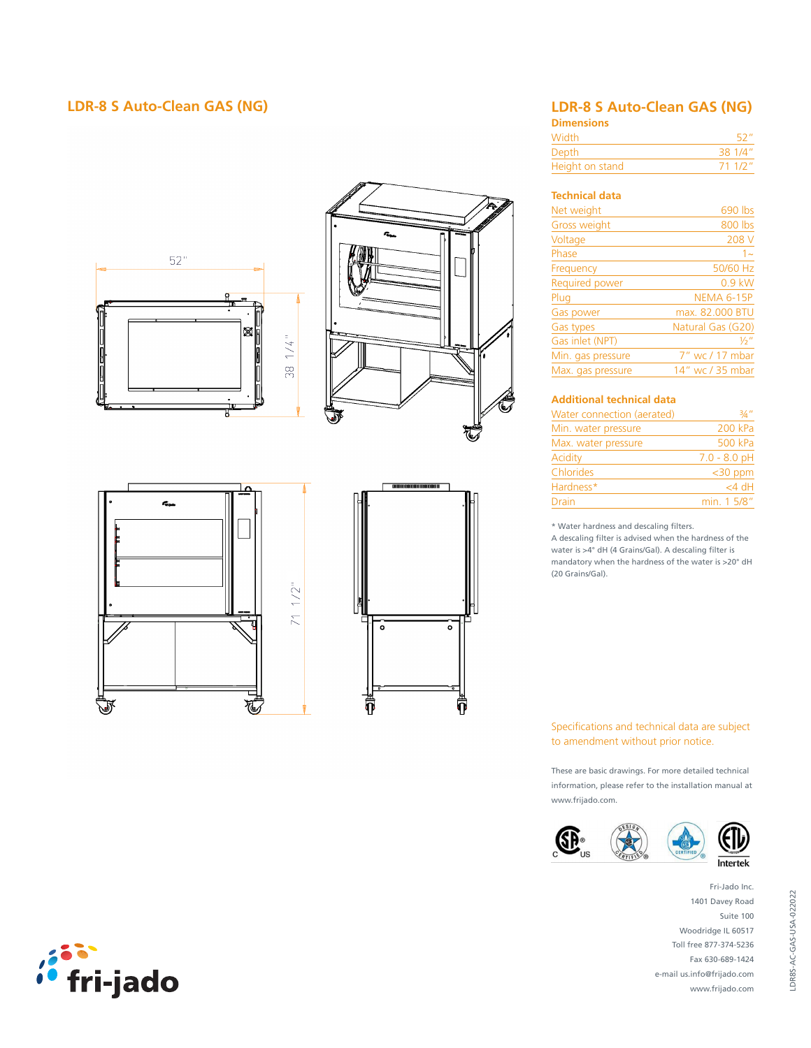## LDR-8 S Auto-Clean GAS (NG)

52"

38 1/4"

71 1/2"

## LDR-8 S Auto-Clean GAS (NG)

### Dimensions

| | |
|---|---|
| Width | 52" |
| Depth | 38 1/4" |
| Height on stand | 71 1/2" |

### Technical data

| | |
|---|---|
| Net weight | 690 lbs |
| Gross weight | 800 lbs |
| Voltage | 208 V |
| Phase | 1~ |
| Frequency | 50/60 Hz |
| Required power | 0.9 kW |
| Plug | NEMA 6-15P |
| Gas power | max. 82.000 BTU |
| Gas types | Natural Gas (G20) |
| Gas inlet (NPT) | ½" |
| Min. gas pressure | 7" wc / 17 mbar |
| Max. gas pressure | 14" wc / 35 mbar |

### Additional technical data

| | |
|---|---|
| Water connection (aerated) | ¾" |
| Min. water pressure | 200 kPa |
| Max. water pressure | 500 kPa |
| Acidity | 7.0 - 8.0 pH |
| Chlorides | <30 ppm |
| Hardness* | <4 dH |
| Drain | min. 1 5/8" |

* Water hardness and descaling filters.
A descaling filter is advised when the hardness of the water is >4° dH (4 Grains/Gal). A descaling filter is mandatory when the hardness of the water is >20° dH (20 Grains/Gal).

Specifications and technical data are subject to amendment without prior notice.

These are basic drawings. For more detailed technical information, please refer to the installation manual at www.frijado.com.

Intertek

Fri-Jado Inc.
1401 Davey Road
Suite 100
Woodridge IL 60517
Toll free 877-374-5236
Fax 630-689-1424
e-mail us.info@frijado.com
www.frijado.com

LDR8S-AC-GAS-USA-022022

fri-jado